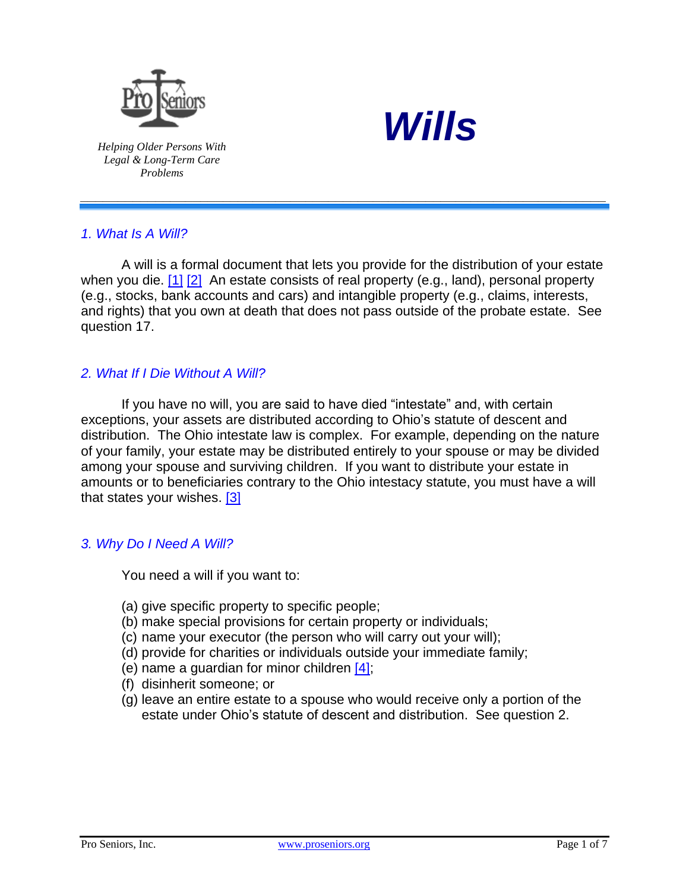Pro Seniors

*Helping Older Persons With Legal & Long-Term Care Problems*

# Wills

## 1. What Is A Will?

A will is a formal document that lets you provide for the distribution of your estate when you die. [1] [2] An estate consists of real property (e.g., land), personal property (e.g., stocks, bank accounts and cars) and intangible property (e.g., claims, interests, and rights) that you own at death that does not pass outside of the probate estate. See question 17.

## 2. What If I Die Without A Will?

If you have no will, you are said to have died "intestate" and, with certain exceptions, your assets are distributed according to Ohio's statute of descent and distribution. The Ohio intestate law is complex. For example, depending on the nature of your family, your estate may be distributed entirely to your spouse or may be divided among your spouse and surviving children. If you want to distribute your estate in amounts or to beneficiaries contrary to the Ohio intestacy statute, you must have a will that states your wishes. [3]

## 3. Why Do I Need A Will?

You need a will if you want to:

(a) give specific property to specific people;
(b) make special provisions for certain property or individuals;
(c) name your executor (the person who will carry out your will);
(d) provide for charities or individuals outside your immediate family;
(e) name a guardian for minor children [4];
(f) disinherit someone; or
(g) leave an entire estate to a spouse who would receive only a portion of the estate under Ohio's statute of descent and distribution. See question 2.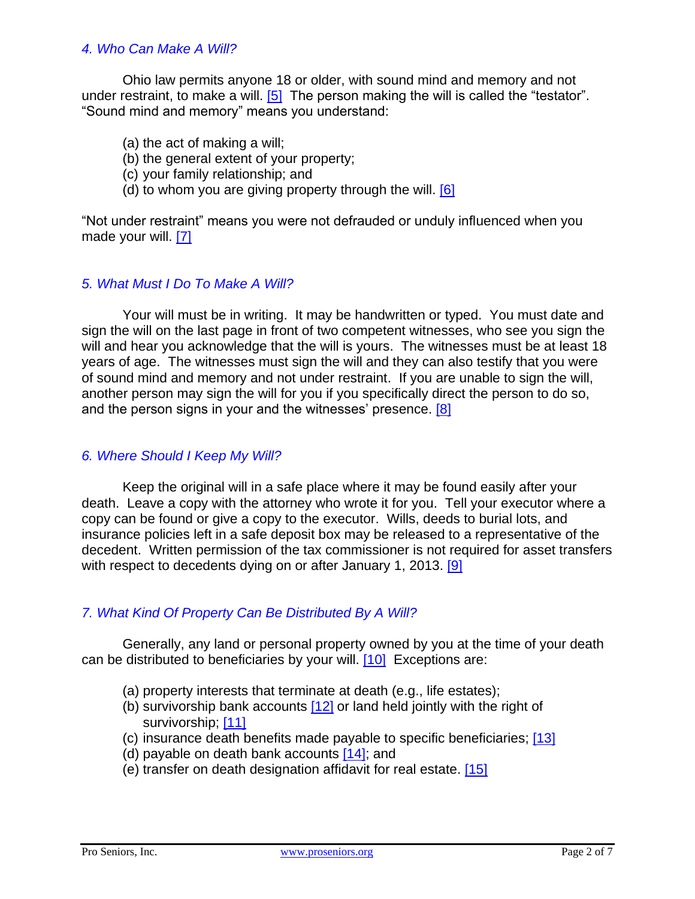### *4. Who Can Make A Will?*

Ohio law permits anyone 18 or older, with sound mind and memory and not under restraint, to make a will. [5] The person making the will is called the "testator". "Sound mind and memory" means you understand:

(a) the act of making a will;
(b) the general extent of your property;
(c) your family relationship; and
(d) to whom you are giving property through the will. [6]

"Not under restraint" means you were not defrauded or unduly influenced when you made your will. [7]

### *5. What Must I Do To Make A Will?*

Your will must be in writing. It may be handwritten or typed. You must date and sign the will on the last page in front of two competent witnesses, who see you sign the will and hear you acknowledge that the will is yours. The witnesses must be at least 18 years of age. The witnesses must sign the will and they can also testify that you were of sound mind and memory and not under restraint. If you are unable to sign the will, another person may sign the will for you if you specifically direct the person to do so, and the person signs in your and the witnesses' presence. [8]

### *6. Where Should I Keep My Will?*

Keep the original will in a safe place where it may be found easily after your death. Leave a copy with the attorney who wrote it for you. Tell your executor where a copy can be found or give a copy to the executor. Wills, deeds to burial lots, and insurance policies left in a safe deposit box may be released to a representative of the decedent. Written permission of the tax commissioner is not required for asset transfers with respect to decedents dying on or after January 1, 2013. [9]

### *7. What Kind Of Property Can Be Distributed By A Will?*

Generally, any land or personal property owned by you at the time of your death can be distributed to beneficiaries by your will. [10] Exceptions are:

(a) property interests that terminate at death (e.g., life estates);
(b) survivorship bank accounts [12] or land held jointly with the right of survivorship; [11]
(c) insurance death benefits made payable to specific beneficiaries; [13]
(d) payable on death bank accounts [14]; and
(e) transfer on death designation affidavit for real estate. [15]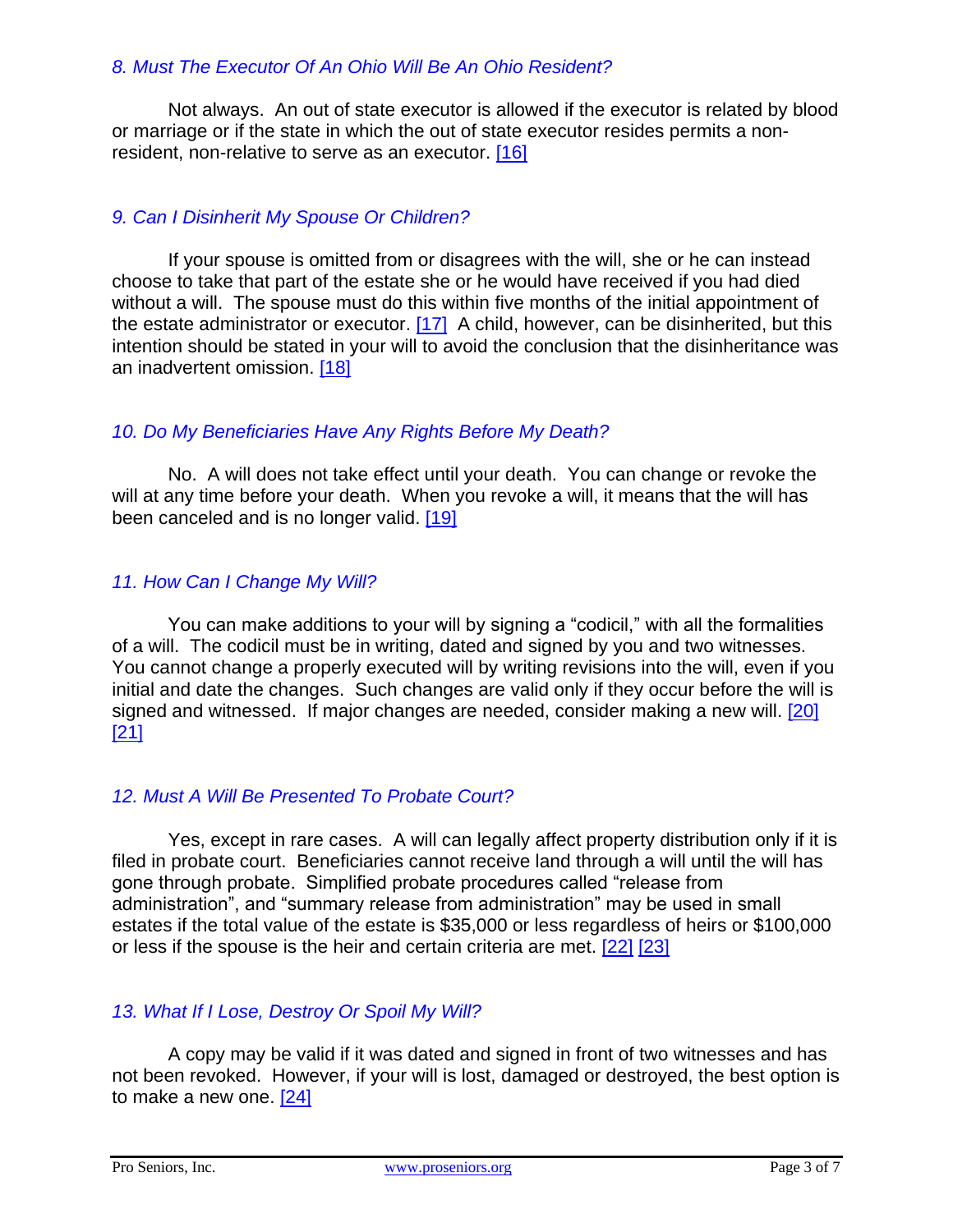### *8. Must The Executor Of An Ohio Will Be An Ohio Resident?*

Not always. An out of state executor is allowed if the executor is related by blood or marriage or if the state in which the out of state executor resides permits a non-resident, non-relative to serve as an executor. [16]

### *9. Can I Disinherit My Spouse Or Children?*

If your spouse is omitted from or disagrees with the will, she or he can instead choose to take that part of the estate she or he would have received if you had died without a will. The spouse must do this within five months of the initial appointment of the estate administrator or executor. [17] A child, however, can be disinherited, but this intention should be stated in your will to avoid the conclusion that the disinheritance was an inadvertent omission. [18]

### *10. Do My Beneficiaries Have Any Rights Before My Death?*

No. A will does not take effect until your death. You can change or revoke the will at any time before your death. When you revoke a will, it means that the will has been canceled and is no longer valid. [19]

### *11. How Can I Change My Will?*

You can make additions to your will by signing a "codicil," with all the formalities of a will. The codicil must be in writing, dated and signed by you and two witnesses. You cannot change a properly executed will by writing revisions into the will, even if you initial and date the changes. Such changes are valid only if they occur before the will is signed and witnessed. If major changes are needed, consider making a new will. [20] [21]

### *12. Must A Will Be Presented To Probate Court?*

Yes, except in rare cases. A will can legally affect property distribution only if it is filed in probate court. Beneficiaries cannot receive land through a will until the will has gone through probate. Simplified probate procedures called "release from administration", and "summary release from administration" may be used in small estates if the total value of the estate is $35,000 or less regardless of heirs or $100,000 or less if the spouse is the heir and certain criteria are met. [22] [23]

### *13. What If I Lose, Destroy Or Spoil My Will?*

A copy may be valid if it was dated and signed in front of two witnesses and has not been revoked. However, if your will is lost, damaged or destroyed, the best option is to make a new one. [24]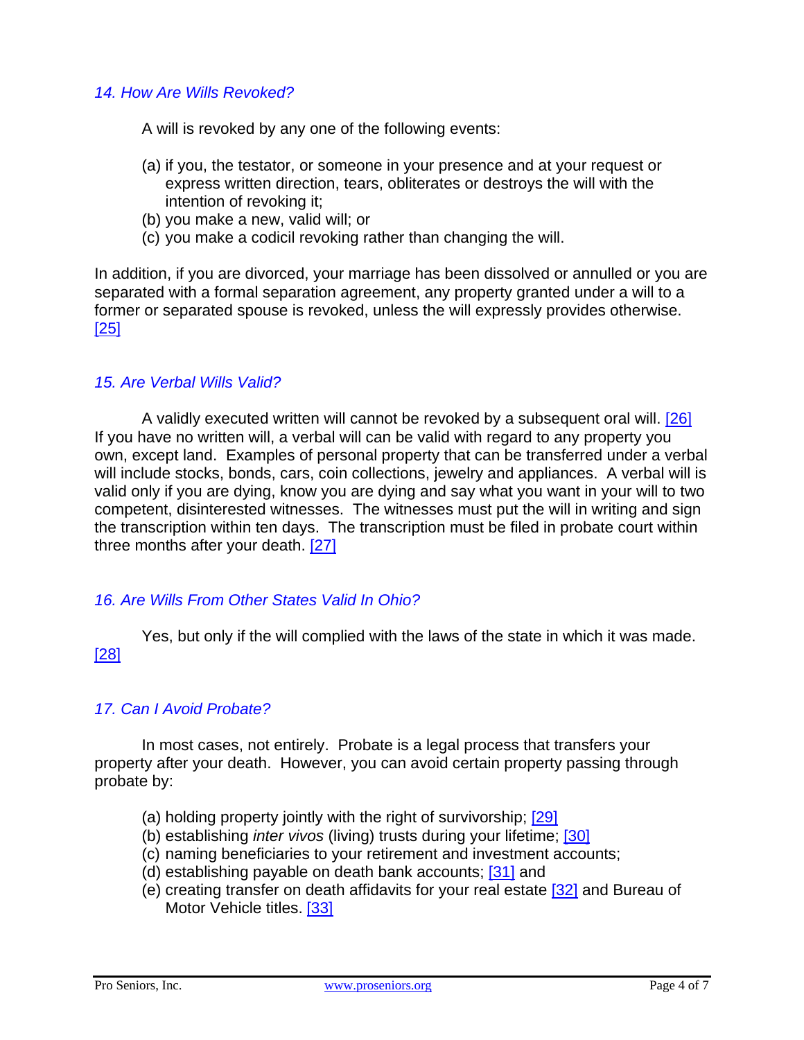### *14. How Are Wills Revoked?*

A will is revoked by any one of the following events:

(a) if you, the testator, or someone in your presence and at your request or express written direction, tears, obliterates or destroys the will with the intention of revoking it;
(b) you make a new, valid will; or
(c) you make a codicil revoking rather than changing the will.

In addition, if you are divorced, your marriage has been dissolved or annulled or you are separated with a formal separation agreement, any property granted under a will to a former or separated spouse is revoked, unless the will expressly provides otherwise. [25]

### *15. Are Verbal Wills Valid?*

A validly executed written will cannot be revoked by a subsequent oral will. [26] If you have no written will, a verbal will can be valid with regard to any property you own, except land. Examples of personal property that can be transferred under a verbal will include stocks, bonds, cars, coin collections, jewelry and appliances. A verbal will is valid only if you are dying, know you are dying and say what you want in your will to two competent, disinterested witnesses. The witnesses must put the will in writing and sign the transcription within ten days. The transcription must be filed in probate court within three months after your death. [27]

### *16. Are Wills From Other States Valid In Ohio?*

Yes, but only if the will complied with the laws of the state in which it was made. [28]

### *17. Can I Avoid Probate?*

In most cases, not entirely. Probate is a legal process that transfers your property after your death. However, you can avoid certain property passing through probate by:

(a) holding property jointly with the right of survivorship; [29]
(b) establishing *inter vivos* (living) trusts during your lifetime; [30]
(c) naming beneficiaries to your retirement and investment accounts;
(d) establishing payable on death bank accounts; [31] and
(e) creating transfer on death affidavits for your real estate [32] and Bureau of Motor Vehicle titles. [33]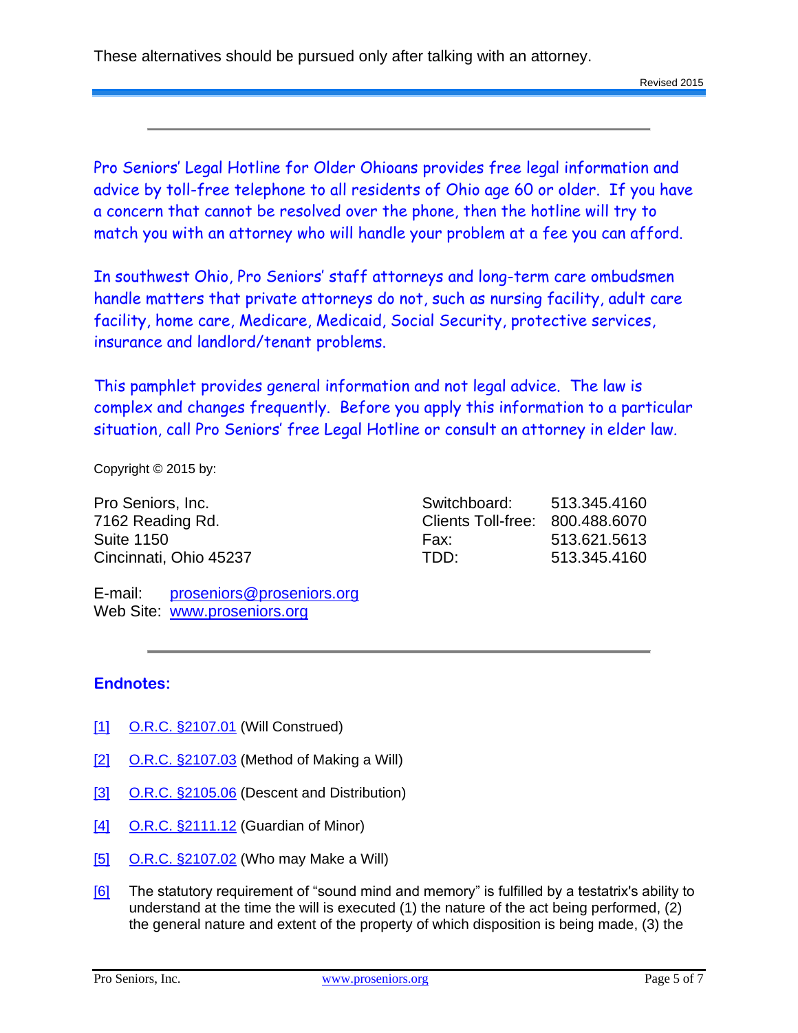These alternatives should be pursued only after talking with an attorney.

Revised 2015

---

Pro Seniors' Legal Hotline for Older Ohioans provides free legal information and advice by toll-free telephone to all residents of Ohio age 60 or older. If you have a concern that cannot be resolved over the phone, then the hotline will try to match you with an attorney who will handle your problem at a fee you can afford.

In southwest Ohio, Pro Seniors' staff attorneys and long-term care ombudsmen handle matters that private attorneys do not, such as nursing facility, adult care facility, home care, Medicare, Medicaid, Social Security, protective services, insurance and landlord/tenant problems.

This pamphlet provides general information and not legal advice. The law is complex and changes frequently. Before you apply this information to a particular situation, call Pro Seniors' free Legal Hotline or consult an attorney in elder law.

Copyright © 2015 by:

Pro Seniors, Inc.
7162 Reading Rd.
Suite 1150
Cincinnati, Ohio 45237

| | |
|---|---|
| Switchboard: | 513.345.4160 |
| Clients Toll-free: | 800.488.6070 |
| Fax: | 513.621.5613 |
| TDD: | 513.345.4160 |

E-mail: proseniors@proseniors.org
Web Site: www.proseniors.org

---

### Endnotes:

[1] O.R.C. §2107.01 (Will Construed)

[2] O.R.C. §2107.03 (Method of Making a Will)

[3] O.R.C. §2105.06 (Descent and Distribution)

[4] O.R.C. §2111.12 (Guardian of Minor)

[5] O.R.C. §2107.02 (Who may Make a Will)

[6] The statutory requirement of "sound mind and memory" is fulfilled by a testatrix's ability to understand at the time the will is executed (1) the nature of the act being performed, (2) the general nature and extent of the property of which disposition is being made, (3) the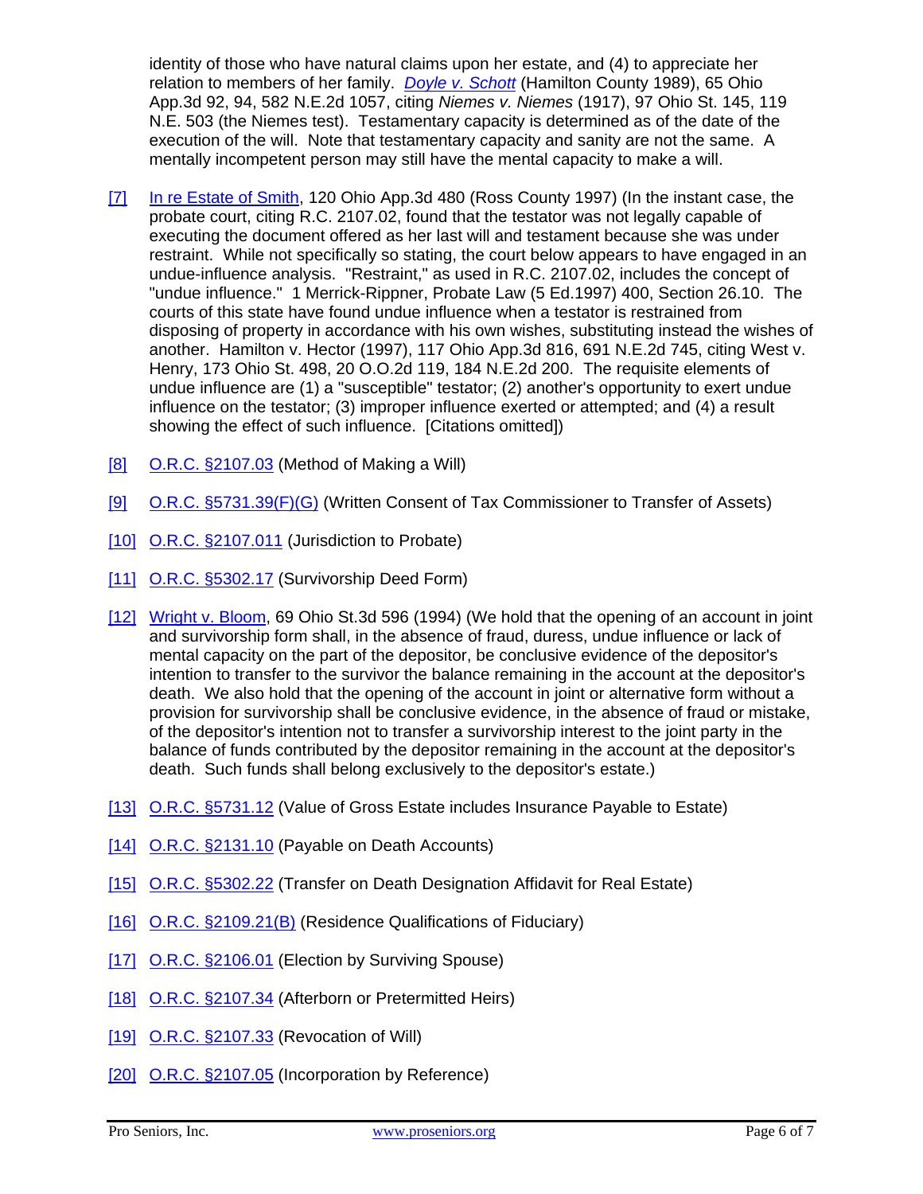identity of those who have natural claims upon her estate, and (4) to appreciate her relation to members of her family. *Doyle v. Schott* (Hamilton County 1989), 65 Ohio App.3d 92, 94, 582 N.E.2d 1057, citing *Niemes v. Niemes* (1917), 97 Ohio St. 145, 119 N.E. 503 (the Niemes test). Testamentary capacity is determined as of the date of the execution of the will. Note that testamentary capacity and sanity are not the same. A mentally incompetent person may still have the mental capacity to make a will.

[7] In re Estate of Smith, 120 Ohio App.3d 480 (Ross County 1997) (In the instant case, the probate court, citing R.C. 2107.02, found that the testator was not legally capable of executing the document offered as her last will and testament because she was under restraint. While not specifically so stating, the court below appears to have engaged in an undue-influence analysis. "Restraint," as used in R.C. 2107.02, includes the concept of "undue influence." 1 Merrick-Rippner, Probate Law (5 Ed.1997) 400, Section 26.10. The courts of this state have found undue influence when a testator is restrained from disposing of property in accordance with his own wishes, substituting instead the wishes of another. Hamilton v. Hector (1997), 117 Ohio App.3d 816, 691 N.E.2d 745, citing West v. Henry, 173 Ohio St. 498, 20 O.O.2d 119, 184 N.E.2d 200. The requisite elements of undue influence are (1) a "susceptible" testator; (2) another's opportunity to exert undue influence on the testator; (3) improper influence exerted or attempted; and (4) a result showing the effect of such influence. [Citations omitted])

[8] O.R.C. §2107.03 (Method of Making a Will)

[9] O.R.C. §5731.39(F)(G) (Written Consent of Tax Commissioner to Transfer of Assets)

[10] O.R.C. §2107.011 (Jurisdiction to Probate)

[11] O.R.C. §5302.17 (Survivorship Deed Form)

[12] Wright v. Bloom, 69 Ohio St.3d 596 (1994) (We hold that the opening of an account in joint and survivorship form shall, in the absence of fraud, duress, undue influence or lack of mental capacity on the part of the depositor, be conclusive evidence of the depositor's intention to transfer to the survivor the balance remaining in the account at the depositor's death. We also hold that the opening of an account in joint or alternative form without a provision for survivorship shall be conclusive evidence, in the absence of fraud or mistake, of the depositor's intention not to transfer a survivorship interest to the joint party in the balance of funds contributed by the depositor remaining in the account at the depositor's death. Such funds shall belong exclusively to the depositor's estate.)

[13] O.R.C. §5731.12 (Value of Gross Estate includes Insurance Payable to Estate)

[14] O.R.C. §2131.10 (Payable on Death Accounts)

[15] O.R.C. §5302.22 (Transfer on Death Designation Affidavit for Real Estate)

[16] O.R.C. §2109.21(B) (Residence Qualifications of Fiduciary)

[17] O.R.C. §2106.01 (Election by Surviving Spouse)

[18] O.R.C. §2107.34 (Afterborn or Pretermitted Heirs)

[19] O.R.C. §2107.33 (Revocation of Will)

[20] O.R.C. §2107.05 (Incorporation by Reference)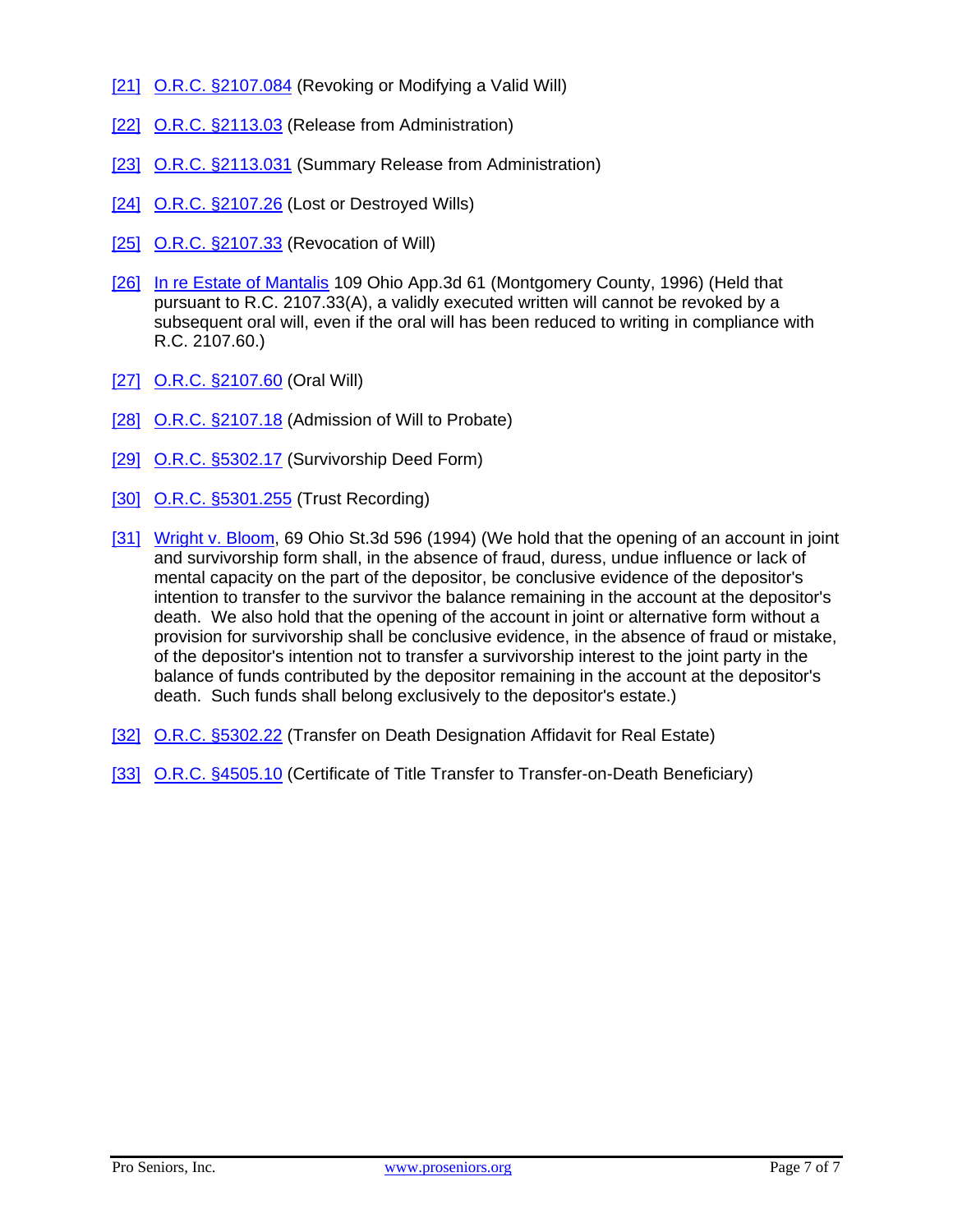[21] O.R.C. §2107.084 (Revoking or Modifying a Valid Will)

[22] O.R.C. §2113.03 (Release from Administration)

[23] O.R.C. §2113.031 (Summary Release from Administration)

[24] O.R.C. §2107.26 (Lost or Destroyed Wills)

[25] O.R.C. §2107.33 (Revocation of Will)

[26] In re Estate of Mantalis 109 Ohio App.3d 61 (Montgomery County, 1996) (Held that pursuant to R.C. 2107.33(A), a validly executed written will cannot be revoked by a subsequent oral will, even if the oral will has been reduced to writing in compliance with R.C. 2107.60.)

[27] O.R.C. §2107.60 (Oral Will)

[28] O.R.C. §2107.18 (Admission of Will to Probate)

[29] O.R.C. §5302.17 (Survivorship Deed Form)

[30] O.R.C. §5301.255 (Trust Recording)

[31] Wright v. Bloom, 69 Ohio St.3d 596 (1994) (We hold that the opening of an account in joint and survivorship form shall, in the absence of fraud, duress, undue influence or lack of mental capacity on the part of the depositor, be conclusive evidence of the depositor's intention to transfer to the survivor the balance remaining in the account at the depositor's death. We also hold that the opening of the account in joint or alternative form without a provision for survivorship shall be conclusive evidence, in the absence of fraud or mistake, of the depositor's intention not to transfer a survivorship interest to the joint party in the balance of funds contributed by the depositor remaining in the account at the depositor's death. Such funds shall belong exclusively to the depositor's estate.)

[32] O.R.C. §5302.22 (Transfer on Death Designation Affidavit for Real Estate)

[33] O.R.C. §4505.10 (Certificate of Title Transfer to Transfer-on-Death Beneficiary)